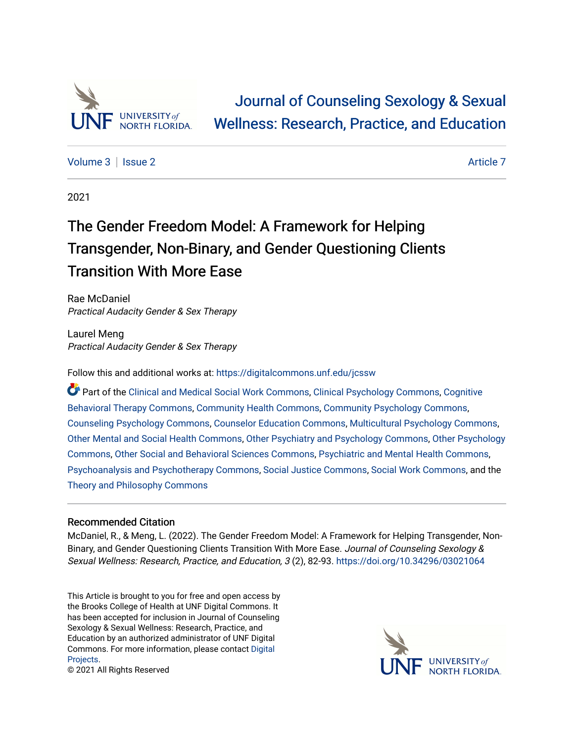# Journal of Counseling Sexology & Sexual Wellness: Research, Practice, and Education

Volume 3 | Issue 2 | Article 7

2021

## The Gender Freedom Model: A Framework for Helping Transgender, Non-Binary, and Gender Questioning Clients Transition With More Ease

Rae McDaniel
*Practical Audacity Gender & Sex Therapy*

Laurel Meng
*Practical Audacity Gender & Sex Therapy*

Follow this and additional works at: https://digitalcommons.unf.edu/jcssw

Part of the Clinical and Medical Social Work Commons, Clinical Psychology Commons, Cognitive Behavioral Therapy Commons, Community Health Commons, Community Psychology Commons, Counseling Psychology Commons, Counselor Education Commons, Multicultural Psychology Commons, Other Mental and Social Health Commons, Other Psychiatry and Psychology Commons, Other Psychology Commons, Other Social and Behavioral Sciences Commons, Psychiatric and Mental Health Commons, Psychoanalysis and Psychotherapy Commons, Social Justice Commons, Social Work Commons, and the Theory and Philosophy Commons

### Recommended Citation

McDaniel, R., & Meng, L. (2022). The Gender Freedom Model: A Framework for Helping Transgender, Non-Binary, and Gender Questioning Clients Transition With More Ease. *Journal of Counseling Sexology & Sexual Wellness: Research, Practice, and Education, 3* (2), 82-93. https://doi.org/10.34296/03021064

This Article is brought to you for free and open access by the Brooks College of Health at UNF Digital Commons. It has been accepted for inclusion in Journal of Counseling Sexology & Sexual Wellness: Research, Practice, and Education by an authorized administrator of UNF Digital Commons. For more information, please contact Digital Projects.
© 2021 All Rights Reserved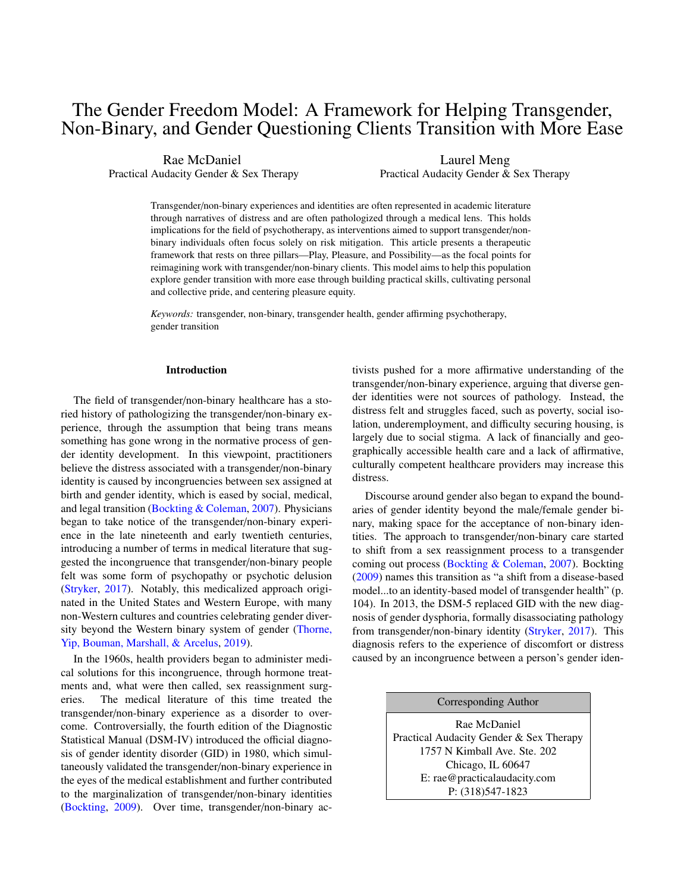# The Gender Freedom Model: A Framework for Helping Transgender, Non-Binary, and Gender Questioning Clients Transition with More Ease

Rae McDaniel
Practical Audacity Gender & Sex Therapy

Laurel Meng
Practical Audacity Gender & Sex Therapy

Transgender/non-binary experiences and identities are often represented in academic literature through narratives of distress and are often pathologized through a medical lens. This holds implications for the field of psychotherapy, as interventions aimed to support transgender/non-binary individuals often focus solely on risk mitigation. This article presents a therapeutic framework that rests on three pillars—Play, Pleasure, and Possibility—as the focal points for reimagining work with transgender/non-binary clients. This model aims to help this population explore gender transition with more ease through building practical skills, cultivating personal and collective pride, and centering pleasure equity.

*Keywords:* transgender, non-binary, transgender health, gender affirming psychotherapy, gender transition

## Introduction

The field of transgender/non-binary healthcare has a storied history of pathologizing the transgender/non-binary experience, through the assumption that being trans means something has gone wrong in the normative process of gender identity development. In this viewpoint, practitioners believe the distress associated with a transgender/non-binary identity is caused by incongruencies between sex assigned at birth and gender identity, which is eased by social, medical, and legal transition (Bockting & Coleman, 2007). Physicians began to take notice of the transgender/non-binary experience in the late nineteenth and early twentieth centuries, introducing a number of terms in medical literature that suggested the incongruence that transgender/non-binary people felt was some form of psychopathy or psychotic delusion (Stryker, 2017). Notably, this medicalized approach originated in the United States and Western Europe, with many non-Western cultures and countries celebrating gender diversity beyond the Western binary system of gender (Thorne, Yip, Bouman, Marshall, & Arcelus, 2019).

In the 1960s, health providers began to administer medical solutions for this incongruence, through hormone treatments and, what were then called, sex reassignment surgeries. The medical literature of this time treated the transgender/non-binary experience as a disorder to overcome. Controversially, the fourth edition of the Diagnostic Statistical Manual (DSM-IV) introduced the official diagnosis of gender identity disorder (GID) in 1980, which simultaneously validated the transgender/non-binary experience in the eyes of the medical establishment and further contributed to the marginalization of transgender/non-binary identities (Bockting, 2009). Over time, transgender/non-binary activists pushed for a more affirmative understanding of the transgender/non-binary experience, arguing that diverse gender identities were not sources of pathology. Instead, the distress felt and struggles faced, such as poverty, social isolation, underemployment, and difficulty securing housing, is largely due to social stigma. A lack of financially and geographically accessible health care and a lack of affirmative, culturally competent healthcare providers may increase this distress.

Discourse around gender also began to expand the boundaries of gender identity beyond the male/female gender binary, making space for the acceptance of non-binary identities. The approach to transgender/non-binary care started to shift from a sex reassignment process to a transgender coming out process (Bockting & Coleman, 2007). Bockting (2009) names this transition as "a shift from a disease-based model...to an identity-based model of transgender health" (p. 104). In 2013, the DSM-5 replaced GID with the new diagnosis of gender dysphoria, formally disassociating pathology from transgender/non-binary identity (Stryker, 2017). This diagnosis refers to the experience of discomfort or distress caused by an incongruence between a person's gender iden-

| Corresponding Author |
|---|
| Rae McDaniel<br>Practical Audacity Gender & Sex Therapy<br>1757 N Kimball Ave. Ste. 202<br>Chicago, IL 60647<br>E: rae@practicalaudacity.com<br>P: (318)547-1823 |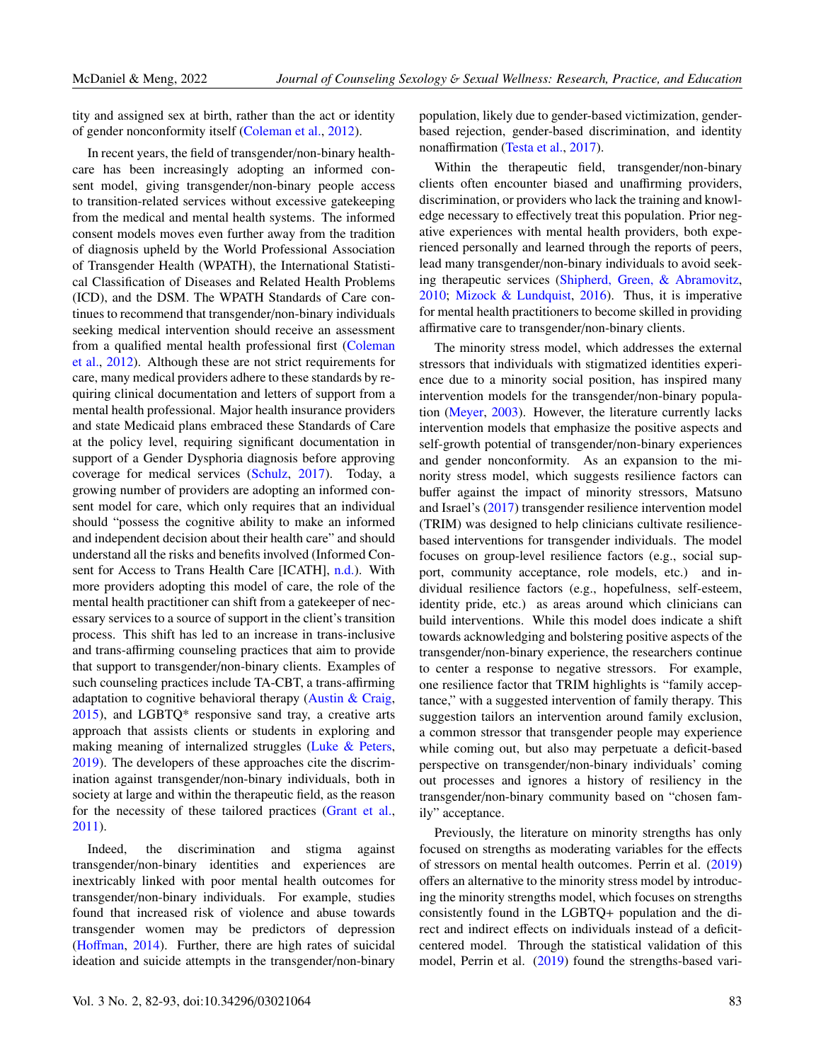tity and assigned sex at birth, rather than the act or identity of gender nonconformity itself (Coleman et al., 2012).

In recent years, the field of transgender/non-binary healthcare has been increasingly adopting an informed consent model, giving transgender/non-binary people access to transition-related services without excessive gatekeeping from the medical and mental health systems. The informed consent models moves even further away from the tradition of diagnosis upheld by the World Professional Association of Transgender Health (WPATH), the International Statistical Classification of Diseases and Related Health Problems (ICD), and the DSM. The WPATH Standards of Care continues to recommend that transgender/non-binary individuals seeking medical intervention should receive an assessment from a qualified mental health professional first (Coleman et al., 2012). Although these are not strict requirements for care, many medical providers adhere to these standards by requiring clinical documentation and letters of support from a mental health professional. Major health insurance providers and state Medicaid plans embraced these Standards of Care at the policy level, requiring significant documentation in support of a Gender Dysphoria diagnosis before approving coverage for medical services (Schulz, 2017). Today, a growing number of providers are adopting an informed consent model for care, which only requires that an individual should "possess the cognitive ability to make an informed and independent decision about their health care" and should understand all the risks and benefits involved (Informed Consent for Access to Trans Health Care [ICATH], n.d.). With more providers adopting this model of care, the role of the mental health practitioner can shift from a gatekeeper of necessary services to a source of support in the client's transition process. This shift has led to an increase in trans-inclusive and trans-affirming counseling practices that aim to provide that support to transgender/non-binary clients. Examples of such counseling practices include TA-CBT, a trans-affirming adaptation to cognitive behavioral therapy (Austin & Craig, 2015), and LGBTQ* responsive sand tray, a creative arts approach that assists clients or students in exploring and making meaning of internalized struggles (Luke & Peters, 2019). The developers of these approaches cite the discrimination against transgender/non-binary individuals, both in society at large and within the therapeutic field, as the reason for the necessity of these tailored practices (Grant et al., 2011).

Indeed, the discrimination and stigma against transgender/non-binary identities and experiences are inextricably linked with poor mental health outcomes for transgender/non-binary individuals. For example, studies found that increased risk of violence and abuse towards transgender women may be predictors of depression (Hoffman, 2014). Further, there are high rates of suicidal ideation and suicide attempts in the transgender/non-binary population, likely due to gender-based victimization, gender-based rejection, gender-based discrimination, and identity nonaffirmation (Testa et al., 2017).

Within the therapeutic field, transgender/non-binary clients often encounter biased and unaffirming providers, discrimination, or providers who lack the training and knowledge necessary to effectively treat this population. Prior negative experiences with mental health providers, both experienced personally and learned through the reports of peers, lead many transgender/non-binary individuals to avoid seeking therapeutic services (Shipherd, Green, & Abramovitz, 2010; Mizock & Lundquist, 2016). Thus, it is imperative for mental health practitioners to become skilled in providing affirmative care to transgender/non-binary clients.

The minority stress model, which addresses the external stressors that individuals with stigmatized identities experience due to a minority social position, has inspired many intervention models for the transgender/non-binary population (Meyer, 2003). However, the literature currently lacks intervention models that emphasize the positive aspects and self-growth potential of transgender/non-binary experiences and gender nonconformity. As an expansion to the minority stress model, which suggests resilience factors can buffer against the impact of minority stressors, Matsuno and Israel's (2017) transgender resilience intervention model (TRIM) was designed to help clinicians cultivate resilience-based interventions for transgender individuals. The model focuses on group-level resilience factors (e.g., social support, community acceptance, role models, etc.) and individual resilience factors (e.g., hopefulness, self-esteem, identity pride, etc.) as areas around which clinicians can build interventions. While this model does indicate a shift towards acknowledging and bolstering positive aspects of the transgender/non-binary experience, the researchers continue to center a response to negative stressors. For example, one resilience factor that TRIM highlights is "family acceptance," with a suggested intervention of family therapy. This suggestion tailors an intervention around family exclusion, a common stressor that transgender people may experience while coming out, but also may perpetuate a deficit-based perspective on transgender/non-binary individuals' coming out processes and ignores a history of resiliency in the transgender/non-binary community based on "chosen family" acceptance.

Previously, the literature on minority strengths has only focused on strengths as moderating variables for the effects of stressors on mental health outcomes. Perrin et al. (2019) offers an alternative to the minority stress model by introducing the minority strengths model, which focuses on strengths consistently found in the LGBTQ+ population and the direct and indirect effects on individuals instead of a deficit-centered model. Through the statistical validation of this model, Perrin et al. (2019) found the strengths-based vari-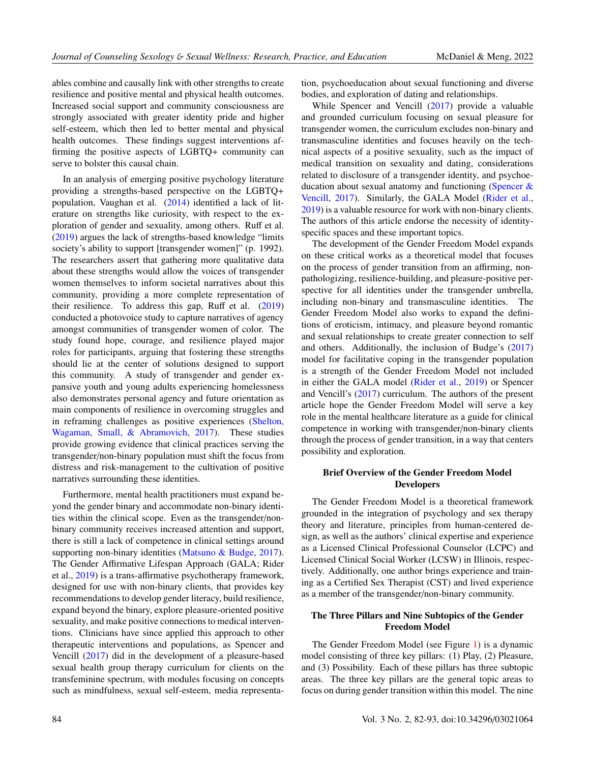ables combine and causally link with other strengths to create resilience and positive mental and physical health outcomes. Increased social support and community consciousness are strongly associated with greater identity pride and higher self-esteem, which then led to better mental and physical health outcomes. These findings suggest interventions affirming the positive aspects of LGBTQ+ community can serve to bolster this causal chain.

In an analysis of emerging positive psychology literature providing a strengths-based perspective on the LGBTQ+ population, Vaughan et al. (2014) identified a lack of literature on strengths like curiosity, with respect to the exploration of gender and sexuality, among others. Ruff et al. (2019) argues the lack of strengths-based knowledge "limits society's ability to support [transgender women]" (p. 1992). The researchers assert that gathering more qualitative data about these strengths would allow the voices of transgender women themselves to inform societal narratives about this community, providing a more complete representation of their resilience. To address this gap, Ruff et al. (2019) conducted a photovoice study to capture narratives of agency amongst communities of transgender women of color. The study found hope, courage, and resilience played major roles for participants, arguing that fostering these strengths should lie at the center of solutions designed to support this community. A study of transgender and gender expansive youth and young adults experiencing homelessness also demonstrates personal agency and future orientation as main components of resilience in overcoming struggles and in reframing challenges as positive experiences (Shelton, Wagaman, Small, & Abramovich, 2017). These studies provide growing evidence that clinical practices serving the transgender/non-binary population must shift the focus from distress and risk-management to the cultivation of positive narratives surrounding these identities.

Furthermore, mental health practitioners must expand beyond the gender binary and accommodate non-binary identities within the clinical scope. Even as the transgender/non-binary community receives increased attention and support, there is still a lack of competence in clinical settings around supporting non-binary identities (Matsuno & Budge, 2017). The Gender Affirmative Lifespan Approach (GALA; Rider et al., 2019) is a trans-affirmative psychotherapy framework, designed for use with non-binary clients, that provides key recommendations to develop gender literacy, build resilience, expand beyond the binary, explore pleasure-oriented positive sexuality, and make positive connections to medical interventions. Clinicians have since applied this approach to other therapeutic interventions and populations, as Spencer and Vencill (2017) did in the development of a pleasure-based sexual health group therapy curriculum for clients on the transfeminine spectrum, with modules focusing on concepts such as mindfulness, sexual self-esteem, media representation, psychoeducation about sexual functioning and diverse bodies, and exploration of dating and relationships.

While Spencer and Vencill (2017) provide a valuable and grounded curriculum focusing on sexual pleasure for transgender women, the curriculum excludes non-binary and transmasculine identities and focuses heavily on the technical aspects of a positive sexuality, such as the impact of medical transition on sexuality and dating, considerations related to disclosure of a transgender identity, and psychoeducation about sexual anatomy and functioning (Spencer & Vencill, 2017). Similarly, the GALA Model (Rider et al., 2019) is a valuable resource for work with non-binary clients. The authors of this article endorse the necessity of identity-specific spaces and these important topics.

The development of the Gender Freedom Model expands on these critical works as a theoretical model that focuses on the process of gender transition from an affirming, non-pathologizing, resilience-building, and pleasure-positive perspective for all identities under the transgender umbrella, including non-binary and transmasculine identities. The Gender Freedom Model also works to expand the definitions of eroticism, intimacy, and pleasure beyond romantic and sexual relationships to create greater connection to self and others. Additionally, the inclusion of Budge's (2017) model for facilitative coping in the transgender population is a strength of the Gender Freedom Model not included in either the GALA model (Rider et al., 2019) or Spencer and Vencill's (2017) curriculum. The authors of the present article hope the Gender Freedom Model will serve a key role in the mental healthcare literature as a guide for clinical competence in working with transgender/non-binary clients through the process of gender transition, in a way that centers possibility and exploration.

## Brief Overview of the Gender Freedom Model Developers

The Gender Freedom Model is a theoretical framework grounded in the integration of psychology and sex therapy theory and literature, principles from human-centered design, as well as the authors' clinical expertise and experience as a Licensed Clinical Professional Counselor (LCPC) and Licensed Clinical Social Worker (LCSW) in Illinois, respectively. Additionally, one author brings experience and training as a Certified Sex Therapist (CST) and lived experience as a member of the transgender/non-binary community.

## The Three Pillars and Nine Subtopics of the Gender Freedom Model

The Gender Freedom Model (see Figure 1) is a dynamic model consisting of three key pillars: (1) Play, (2) Pleasure, and (3) Possibility. Each of these pillars has three subtopic areas. The three key pillars are the general topic areas to focus on during gender transition within this model. The nine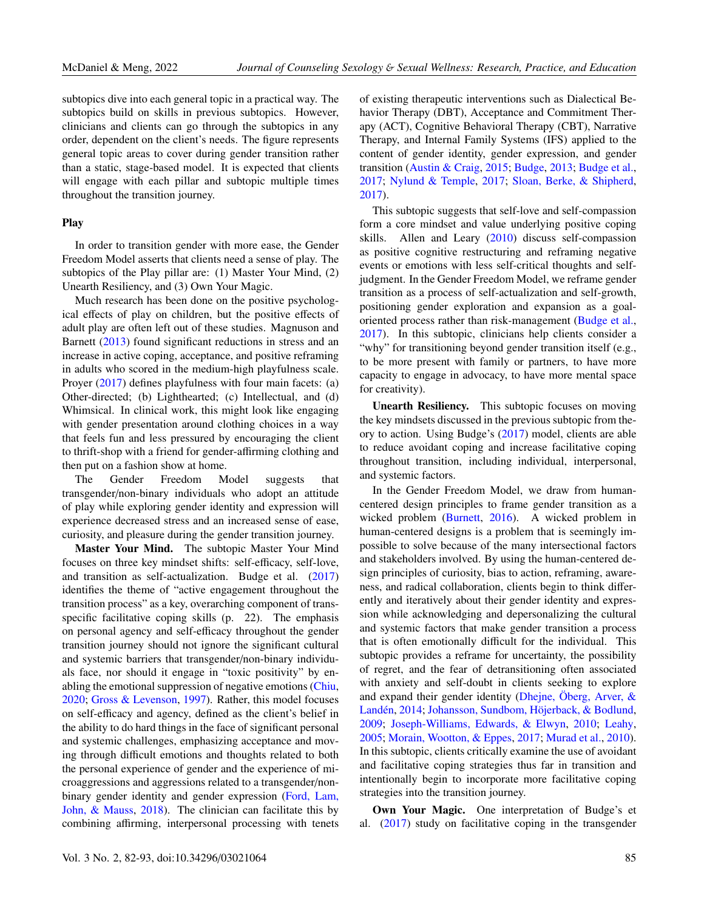subtopics dive into each general topic in a practical way. The subtopics build on skills in previous subtopics. However, clinicians and clients can go through the subtopics in any order, dependent on the client's needs. The figure represents general topic areas to cover during gender transition rather than a static, stage-based model. It is expected that clients will engage with each pillar and subtopic multiple times throughout the transition journey.

### Play

In order to transition gender with more ease, the Gender Freedom Model asserts that clients need a sense of play. The subtopics of the Play pillar are: (1) Master Your Mind, (2) Unearth Resiliency, and (3) Own Your Magic.

Much research has been done on the positive psychological effects of play on children, but the positive effects of adult play are often left out of these studies. Magnuson and Barnett (2013) found significant reductions in stress and an increase in active coping, acceptance, and positive reframing in adults who scored in the medium-high playfulness scale. Proyer (2017) defines playfulness with four main facets: (a) Other-directed; (b) Lighthearted; (c) Intellectual, and (d) Whimsical. In clinical work, this might look like engaging with gender presentation around clothing choices in a way that feels fun and less pressured by encouraging the client to thrift-shop with a friend for gender-affirming clothing and then put on a fashion show at home.

The Gender Freedom Model suggests that transgender/non-binary individuals who adopt an attitude of play while exploring gender identity and expression will experience decreased stress and an increased sense of ease, curiosity, and pleasure during the gender transition journey.

**Master Your Mind.** The subtopic Master Your Mind focuses on three key mindset shifts: self-efficacy, self-love, and transition as self-actualization. Budge et al. (2017) identifies the theme of "active engagement throughout the transition process" as a key, overarching component of trans-specific facilitative coping skills (p. 22). The emphasis on personal agency and self-efficacy throughout the gender transition journey should not ignore the significant cultural and systemic barriers that transgender/non-binary individuals face, nor should it engage in "toxic positivity" by enabling the emotional suppression of negative emotions (Chiu, 2020; Gross & Levenson, 1997). Rather, this model focuses on self-efficacy and agency, defined as the client's belief in the ability to do hard things in the face of significant personal and systemic challenges, emphasizing acceptance and moving through difficult emotions and thoughts related to both the personal experience of gender and the experience of microaggressions and aggressions related to a transgender/non-binary gender identity and gender expression (Ford, Lam, John, & Mauss, 2018). The clinician can facilitate this by combining affirming, interpersonal processing with tenets of existing therapeutic interventions such as Dialectical Behavior Therapy (DBT), Acceptance and Commitment Therapy (ACT), Cognitive Behavioral Therapy (CBT), Narrative Therapy, and Internal Family Systems (IFS) applied to the content of gender identity, gender expression, and gender transition (Austin & Craig, 2015; Budge, 2013; Budge et al., 2017; Nylund & Temple, 2017; Sloan, Berke, & Shipherd, 2017).

This subtopic suggests that self-love and self-compassion form a core mindset and value underlying positive coping skills. Allen and Leary (2010) discuss self-compassion as positive cognitive restructuring and reframing negative events or emotions with less self-critical thoughts and self-judgment. In the Gender Freedom Model, we reframe gender transition as a process of self-actualization and self-growth, positioning gender exploration and expansion as a goal-oriented process rather than risk-management (Budge et al., 2017). In this subtopic, clinicians help clients consider a "why" for transitioning beyond gender transition itself (e.g., to be more present with family or partners, to have more capacity to engage in advocacy, to have more mental space for creativity).

**Unearth Resiliency.** This subtopic focuses on moving the key mindsets discussed in the previous subtopic from theory to action. Using Budge's (2017) model, clients are able to reduce avoidant coping and increase facilitative coping throughout transition, including individual, interpersonal, and systemic factors.

In the Gender Freedom Model, we draw from human-centered design principles to frame gender transition as a wicked problem (Burnett, 2016). A wicked problem in human-centered designs is a problem that is seemingly impossible to solve because of the many intersectional factors and stakeholders involved. By using the human-centered design principles of curiosity, bias to action, reframing, awareness, and radical collaboration, clients begin to think differently and iteratively about their gender identity and expression while acknowledging and depersonalizing the cultural and systemic factors that make gender transition a process that is often emotionally difficult for the individual. This subtopic provides a reframe for uncertainty, the possibility of regret, and the fear of detransitioning often associated with anxiety and self-doubt in clients seeking to explore and expand their gender identity (Dhejne, Öberg, Arver, & Landén, 2014; Johansson, Sundbom, Höjerback, & Bodlund, 2009; Joseph-Williams, Edwards, & Elwyn, 2010; Leahy, 2005; Morain, Wootton, & Eppes, 2017; Murad et al., 2010). In this subtopic, clients critically examine the use of avoidant and facilitative coping strategies thus far in transition and intentionally begin to incorporate more facilitative coping strategies into the transition journey.

**Own Your Magic.** One interpretation of Budge's et al. (2017) study on facilitative coping in the transgender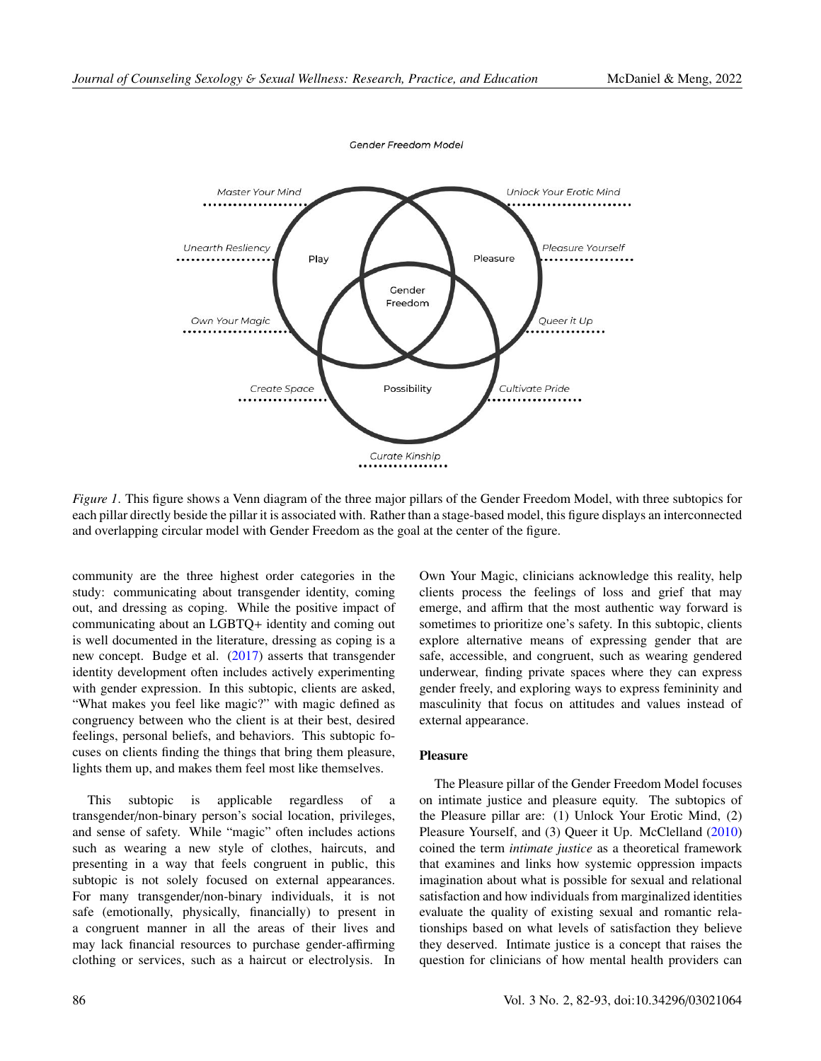Gender Freedom Model

Master Your Mind

Unlock Your Erotic Mind

Unearth Resliency

Play

Pleasure

Pleasure Yourself

Gender Freedom

Own Your Magic

Queer it Up

Create Space

Possibility

Cultivate Pride

Curate Kinship

*Figure 1*. This figure shows a Venn diagram of the three major pillars of the Gender Freedom Model, with three subtopics for each pillar directly beside the pillar it is associated with. Rather than a stage-based model, this figure displays an interconnected and overlapping circular model with Gender Freedom as the goal at the center of the figure.

community are the three highest order categories in the study: communicating about transgender identity, coming out, and dressing as coping. While the positive impact of communicating about an LGBTQ+ identity and coming out is well documented in the literature, dressing as coping is a new concept. Budge et al. (2017) asserts that transgender identity development often includes actively experimenting with gender expression. In this subtopic, clients are asked, "What makes you feel like magic?" with magic defined as congruency between who the client is at their best, desired feelings, personal beliefs, and behaviors. This subtopic focuses on clients finding the things that bring them pleasure, lights them up, and makes them feel most like themselves.

This subtopic is applicable regardless of a transgender/non-binary person's social location, privileges, and sense of safety. While "magic" often includes actions such as wearing a new style of clothes, haircuts, and presenting in a way that feels congruent in public, this subtopic is not solely focused on external appearances. For many transgender/non-binary individuals, it is not safe (emotionally, physically, financially) to present in a congruent manner in all the areas of their lives and may lack financial resources to purchase gender-affirming clothing or services, such as a haircut or electrolysis. In Own Your Magic, clinicians acknowledge this reality, help clients process the feelings of loss and grief that may emerge, and affirm that the most authentic way forward is sometimes to prioritize one's safety. In this subtopic, clients explore alternative means of expressing gender that are safe, accessible, and congruent, such as wearing gendered underwear, finding private spaces where they can express gender freely, and exploring ways to express femininity and masculinity that focus on attitudes and values instead of external appearance.

### Pleasure

The Pleasure pillar of the Gender Freedom Model focuses on intimate justice and pleasure equity. The subtopics of the Pleasure pillar are: (1) Unlock Your Erotic Mind, (2) Pleasure Yourself, and (3) Queer it Up. McClelland (2010) coined the term *intimate justice* as a theoretical framework that examines and links how systemic oppression impacts imagination about what is possible for sexual and relational satisfaction and how individuals from marginalized identities evaluate the quality of existing sexual and romantic relationships based on what levels of satisfaction they believe they deserved. Intimate justice is a concept that raises the question for clinicians of how mental health providers can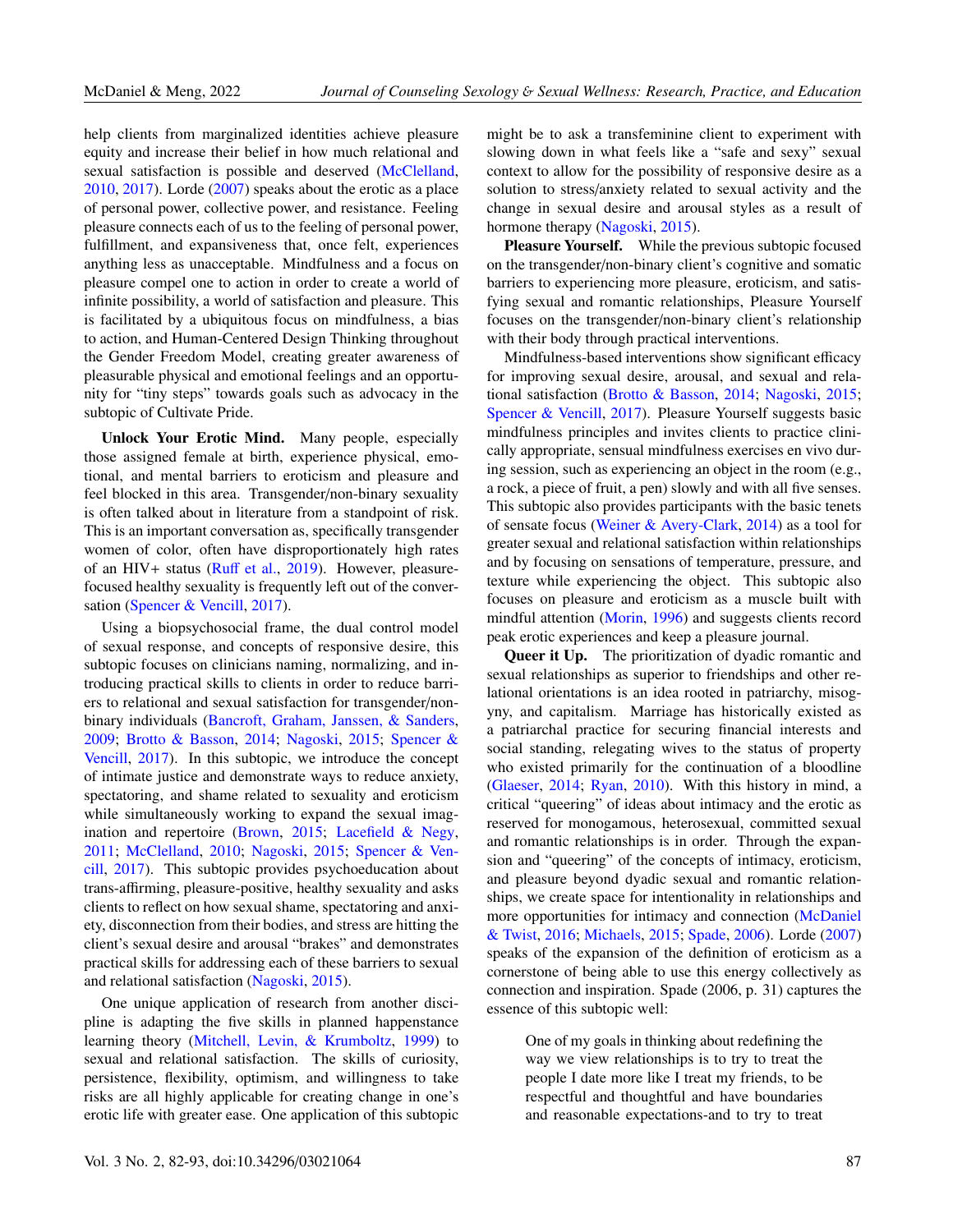help clients from marginalized identities achieve pleasure equity and increase their belief in how much relational and sexual satisfaction is possible and deserved (McClelland, 2010, 2017). Lorde (2007) speaks about the erotic as a place of personal power, collective power, and resistance. Feeling pleasure connects each of us to the feeling of personal power, fulfillment, and expansiveness that, once felt, experiences anything less as unacceptable. Mindfulness and a focus on pleasure compel one to action in order to create a world of infinite possibility, a world of satisfaction and pleasure. This is facilitated by a ubiquitous focus on mindfulness, a bias to action, and Human-Centered Design Thinking throughout the Gender Freedom Model, creating greater awareness of pleasurable physical and emotional feelings and an opportunity for "tiny steps" towards goals such as advocacy in the subtopic of Cultivate Pride.

**Unlock Your Erotic Mind.** Many people, especially those assigned female at birth, experience physical, emotional, and mental barriers to eroticism and pleasure and feel blocked in this area. Transgender/non-binary sexuality is often talked about in literature from a standpoint of risk. This is an important conversation as, specifically transgender women of color, often have disproportionately high rates of an HIV+ status (Ruff et al., 2019). However, pleasure-focused healthy sexuality is frequently left out of the conversation (Spencer & Vencill, 2017).

Using a biopsychosocial frame, the dual control model of sexual response, and concepts of responsive desire, this subtopic focuses on clinicians naming, normalizing, and introducing practical skills to clients in order to reduce barriers to relational and sexual satisfaction for transgender/non-binary individuals (Bancroft, Graham, Janssen, & Sanders, 2009; Brotto & Basson, 2014; Nagoski, 2015; Spencer & Vencill, 2017). In this subtopic, we introduce the concept of intimate justice and demonstrate ways to reduce anxiety, spectatoring, and shame related to sexuality and eroticism while simultaneously working to expand the sexual imagination and repertoire (Brown, 2015; Lacefield & Negy, 2011; McClelland, 2010; Nagoski, 2015; Spencer & Vencill, 2017). This subtopic provides psychoeducation about trans-affirming, pleasure-positive, healthy sexuality and asks clients to reflect on how sexual shame, spectatoring and anxiety, disconnection from their bodies, and stress are hitting the client's sexual desire and arousal "brakes" and demonstrates practical skills for addressing each of these barriers to sexual and relational satisfaction (Nagoski, 2015).

One unique application of research from another discipline is adapting the five skills in planned happenstance learning theory (Mitchell, Levin, & Krumboltz, 1999) to sexual and relational satisfaction. The skills of curiosity, persistence, flexibility, optimism, and willingness to take risks are all highly applicable for creating change in one's erotic life with greater ease. One application of this subtopic might be to ask a transfeminine client to experiment with slowing down in what feels like a "safe and sexy" sexual context to allow for the possibility of responsive desire as a solution to stress/anxiety related to sexual activity and the change in sexual desire and arousal styles as a result of hormone therapy (Nagoski, 2015).

**Pleasure Yourself.** While the previous subtopic focused on the transgender/non-binary client's cognitive and somatic barriers to experiencing more pleasure, eroticism, and satisfying sexual and romantic relationships, Pleasure Yourself focuses on the transgender/non-binary client's relationship with their body through practical interventions.

Mindfulness-based interventions show significant efficacy for improving sexual desire, arousal, and sexual and relational satisfaction (Brotto & Basson, 2014; Nagoski, 2015; Spencer & Vencill, 2017). Pleasure Yourself suggests basic mindfulness principles and invites clients to practice clinically appropriate, sensual mindfulness exercises en vivo during session, such as experiencing an object in the room (e.g., a rock, a piece of fruit, a pen) slowly and with all five senses. This subtopic also provides participants with the basic tenets of sensate focus (Weiner & Avery-Clark, 2014) as a tool for greater sexual and relational satisfaction within relationships and by focusing on sensations of temperature, pressure, and texture while experiencing the object. This subtopic also focuses on pleasure and eroticism as a muscle built with mindful attention (Morin, 1996) and suggests clients record peak erotic experiences and keep a pleasure journal.

**Queer it Up.** The prioritization of dyadic romantic and sexual relationships as superior to friendships and other relational orientations is an idea rooted in patriarchy, misogyny, and capitalism. Marriage has historically existed as a patriarchal practice for securing financial interests and social standing, relegating wives to the status of property who existed primarily for the continuation of a bloodline (Glaeser, 2014; Ryan, 2010). With this history in mind, a critical "queering" of ideas about intimacy and the erotic as reserved for monogamous, heterosexual, committed sexual and romantic relationships is in order. Through the expansion and "queering" of the concepts of intimacy, eroticism, and pleasure beyond dyadic sexual and romantic relationships, we create space for intentionality in relationships and more opportunities for intimacy and connection (McDaniel & Twist, 2016; Michaels, 2015; Spade, 2006). Lorde (2007) speaks of the expansion of the definition of eroticism as a cornerstone of being able to use this energy collectively as connection and inspiration. Spade (2006, p. 31) captures the essence of this subtopic well:

> One of my goals in thinking about redefining the way we view relationships is to try to treat the people I date more like I treat my friends, to be respectful and thoughtful and have boundaries and reasonable expectations-and to try to treat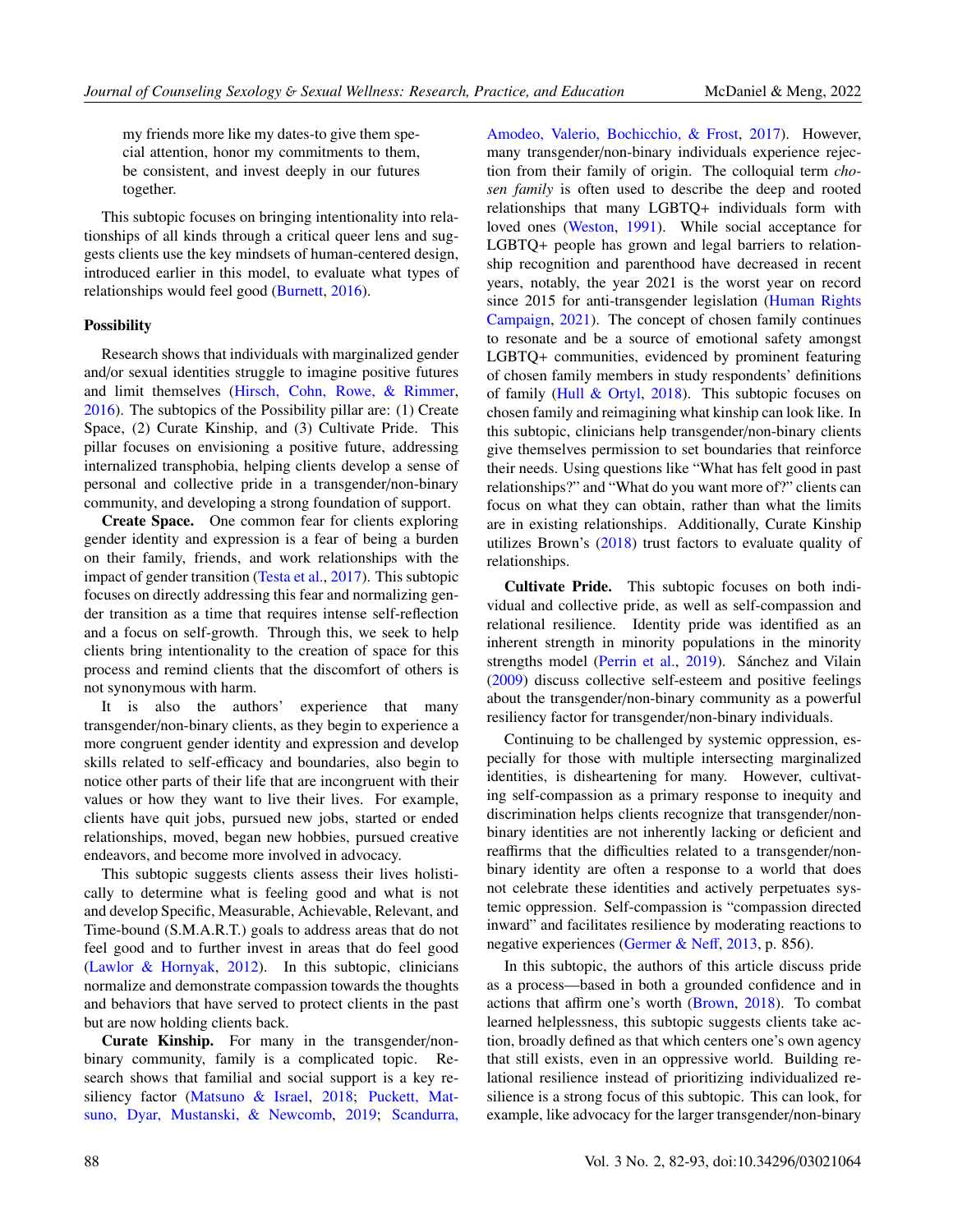my friends more like my dates-to give them special attention, honor my commitments to them, be consistent, and invest deeply in our futures together.

This subtopic focuses on bringing intentionality into relationships of all kinds through a critical queer lens and suggests clients use the key mindsets of human-centered design, introduced earlier in this model, to evaluate what types of relationships would feel good (Burnett, 2016).

### Possibility

Research shows that individuals with marginalized gender and/or sexual identities struggle to imagine positive futures and limit themselves (Hirsch, Cohn, Rowe, & Rimmer, 2016). The subtopics of the Possibility pillar are: (1) Create Space, (2) Curate Kinship, and (3) Cultivate Pride. This pillar focuses on envisioning a positive future, addressing internalized transphobia, helping clients develop a sense of personal and collective pride in a transgender/non-binary community, and developing a strong foundation of support.

**Create Space.** One common fear for clients exploring gender identity and expression is a fear of being a burden on their family, friends, and work relationships with the impact of gender transition (Testa et al., 2017). This subtopic focuses on directly addressing this fear and normalizing gender transition as a time that requires intense self-reflection and a focus on self-growth. Through this, we seek to help clients bring intentionality to the creation of space for this process and remind clients that the discomfort of others is not synonymous with harm.

It is also the authors' experience that many transgender/non-binary clients, as they begin to experience a more congruent gender identity and expression and develop skills related to self-efficacy and boundaries, also begin to notice other parts of their life that are incongruent with their values or how they want to live their lives. For example, clients have quit jobs, pursued new jobs, started or ended relationships, moved, began new hobbies, pursued creative endeavors, and become more involved in advocacy.

This subtopic suggests clients assess their lives holistically to determine what is feeling good and what is not and develop Specific, Measurable, Achievable, Relevant, and Time-bound (S.M.A.R.T.) goals to address areas that do not feel good and to further invest in areas that do feel good (Lawlor & Hornyak, 2012). In this subtopic, clinicians normalize and demonstrate compassion towards the thoughts and behaviors that have served to protect clients in the past but are now holding clients back.

**Curate Kinship.** For many in the transgender/non-binary community, family is a complicated topic. Research shows that familial and social support is a key resiliency factor (Matsuno & Israel, 2018; Puckett, Matsuno, Dyar, Mustanski, & Newcomb, 2019; Scandurra, Amodeo, Valerio, Bochicchio, & Frost, 2017). However, many transgender/non-binary individuals experience rejection from their family of origin. The colloquial term *chosen family* is often used to describe the deep and rooted relationships that many LGBTQ+ individuals form with loved ones (Weston, 1991). While social acceptance for LGBTQ+ people has grown and legal barriers to relationship recognition and parenthood have decreased in recent years, notably, the year 2021 is the worst year on record since 2015 for anti-transgender legislation (Human Rights Campaign, 2021). The concept of chosen family continues to resonate and be a source of emotional safety amongst LGBTQ+ communities, evidenced by prominent featuring of chosen family members in study respondents' definitions of family (Hull & Ortyl, 2018). This subtopic focuses on chosen family and reimagining what kinship can look like. In this subtopic, clinicians help transgender/non-binary clients give themselves permission to set boundaries that reinforce their needs. Using questions like "What has felt good in past relationships?" and "What do you want more of?" clients can focus on what they can obtain, rather than what the limits are in existing relationships. Additionally, Curate Kinship utilizes Brown's (2018) trust factors to evaluate quality of relationships.

**Cultivate Pride.** This subtopic focuses on both individual and collective pride, as well as self-compassion and relational resilience. Identity pride was identified as an inherent strength in minority populations in the minority strengths model (Perrin et al., 2019). Sánchez and Vilain (2009) discuss collective self-esteem and positive feelings about the transgender/non-binary community as a powerful resiliency factor for transgender/non-binary individuals.

Continuing to be challenged by systemic oppression, especially for those with multiple intersecting marginalized identities, is disheartening for many. However, cultivating self-compassion as a primary response to inequity and discrimination helps clients recognize that transgender/non-binary identities are not inherently lacking or deficient and reaffirms that the difficulties related to a transgender/non-binary identity are often a response to a world that does not celebrate these identities and actively perpetuates systemic oppression. Self-compassion is "compassion directed inward" and facilitates resilience by moderating reactions to negative experiences (Germer & Neff, 2013, p. 856).

In this subtopic, the authors of this article discuss pride as a process—based in both a grounded confidence and in actions that affirm one's worth (Brown, 2018). To combat learned helplessness, this subtopic suggests clients take action, broadly defined as that which centers one's own agency that still exists, even in an oppressive world. Building relational resilience instead of prioritizing individualized resilience is a strong focus of this subtopic. This can look, for example, like advocacy for the larger transgender/non-binary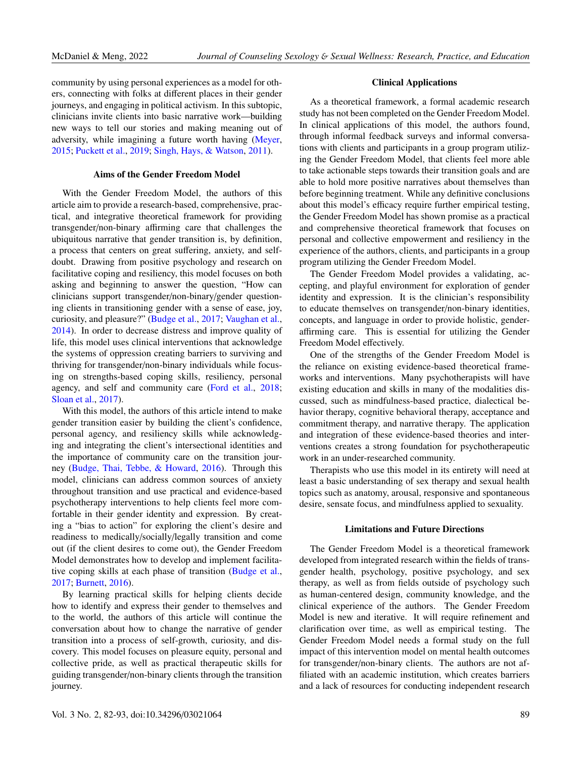community by using personal experiences as a model for others, connecting with folks at different places in their gender journeys, and engaging in political activism. In this subtopic, clinicians invite clients into basic narrative work—building new ways to tell our stories and making meaning out of adversity, while imagining a future worth having (Meyer, 2015; Puckett et al., 2019; Singh, Hays, & Watson, 2011).

## Aims of the Gender Freedom Model

With the Gender Freedom Model, the authors of this article aim to provide a research-based, comprehensive, practical, and integrative theoretical framework for providing transgender/non-binary affirming care that challenges the ubiquitous narrative that gender transition is, by definition, a process that centers on great suffering, anxiety, and self-doubt. Drawing from positive psychology and research on facilitative coping and resiliency, this model focuses on both asking and beginning to answer the question, "How can clinicians support transgender/non-binary/gender questioning clients in transitioning gender with a sense of ease, joy, curiosity, and pleasure?" (Budge et al., 2017; Vaughan et al., 2014). In order to decrease distress and improve quality of life, this model uses clinical interventions that acknowledge the systems of oppression creating barriers to surviving and thriving for transgender/non-binary individuals while focusing on strengths-based coping skills, resiliency, personal agency, and self and community care (Ford et al., 2018; Sloan et al., 2017).

With this model, the authors of this article intend to make gender transition easier by building the client's confidence, personal agency, and resiliency skills while acknowledging and integrating the client's intersectional identities and the importance of community care on the transition journey (Budge, Thai, Tebbe, & Howard, 2016). Through this model, clinicians can address common sources of anxiety throughout transition and use practical and evidence-based psychotherapy interventions to help clients feel more comfortable in their gender identity and expression. By creating a "bias to action" for exploring the client's desire and readiness to medically/socially/legally transition and come out (if the client desires to come out), the Gender Freedom Model demonstrates how to develop and implement facilitative coping skills at each phase of transition (Budge et al., 2017; Burnett, 2016).

By learning practical skills for helping clients decide how to identify and express their gender to themselves and to the world, the authors of this article will continue the conversation about how to change the narrative of gender transition into a process of self-growth, curiosity, and discovery. This model focuses on pleasure equity, personal and collective pride, as well as practical therapeutic skills for guiding transgender/non-binary clients through the transition journey.

## Clinical Applications

As a theoretical framework, a formal academic research study has not been completed on the Gender Freedom Model. In clinical applications of this model, the authors found, through informal feedback surveys and informal conversations with clients and participants in a group program utilizing the Gender Freedom Model, that clients feel more able to take actionable steps towards their transition goals and are able to hold more positive narratives about themselves than before beginning treatment. While any definitive conclusions about this model's efficacy require further empirical testing, the Gender Freedom Model has shown promise as a practical and comprehensive theoretical framework that focuses on personal and collective empowerment and resiliency in the experience of the authors, clients, and participants in a group program utilizing the Gender Freedom Model.

The Gender Freedom Model provides a validating, accepting, and playful environment for exploration of gender identity and expression. It is the clinician's responsibility to educate themselves on transgender/non-binary identities, concepts, and language in order to provide holistic, gender-affirming care. This is essential for utilizing the Gender Freedom Model effectively.

One of the strengths of the Gender Freedom Model is the reliance on existing evidence-based theoretical frameworks and interventions. Many psychotherapists will have existing education and skills in many of the modalities discussed, such as mindfulness-based practice, dialectical behavior therapy, cognitive behavioral therapy, acceptance and commitment therapy, and narrative therapy. The application and integration of these evidence-based theories and interventions creates a strong foundation for psychotherapeutic work in an under-researched community.

Therapists who use this model in its entirety will need at least a basic understanding of sex therapy and sexual health topics such as anatomy, arousal, responsive and spontaneous desire, sensate focus, and mindfulness applied to sexuality.

## Limitations and Future Directions

The Gender Freedom Model is a theoretical framework developed from integrated research within the fields of transgender health, psychology, positive psychology, and sex therapy, as well as from fields outside of psychology such as human-centered design, community knowledge, and the clinical experience of the authors. The Gender Freedom Model is new and iterative. It will require refinement and clarification over time, as well as empirical testing. The Gender Freedom Model needs a formal study on the full impact of this intervention model on mental health outcomes for transgender/non-binary clients. The authors are not affiliated with an academic institution, which creates barriers and a lack of resources for conducting independent research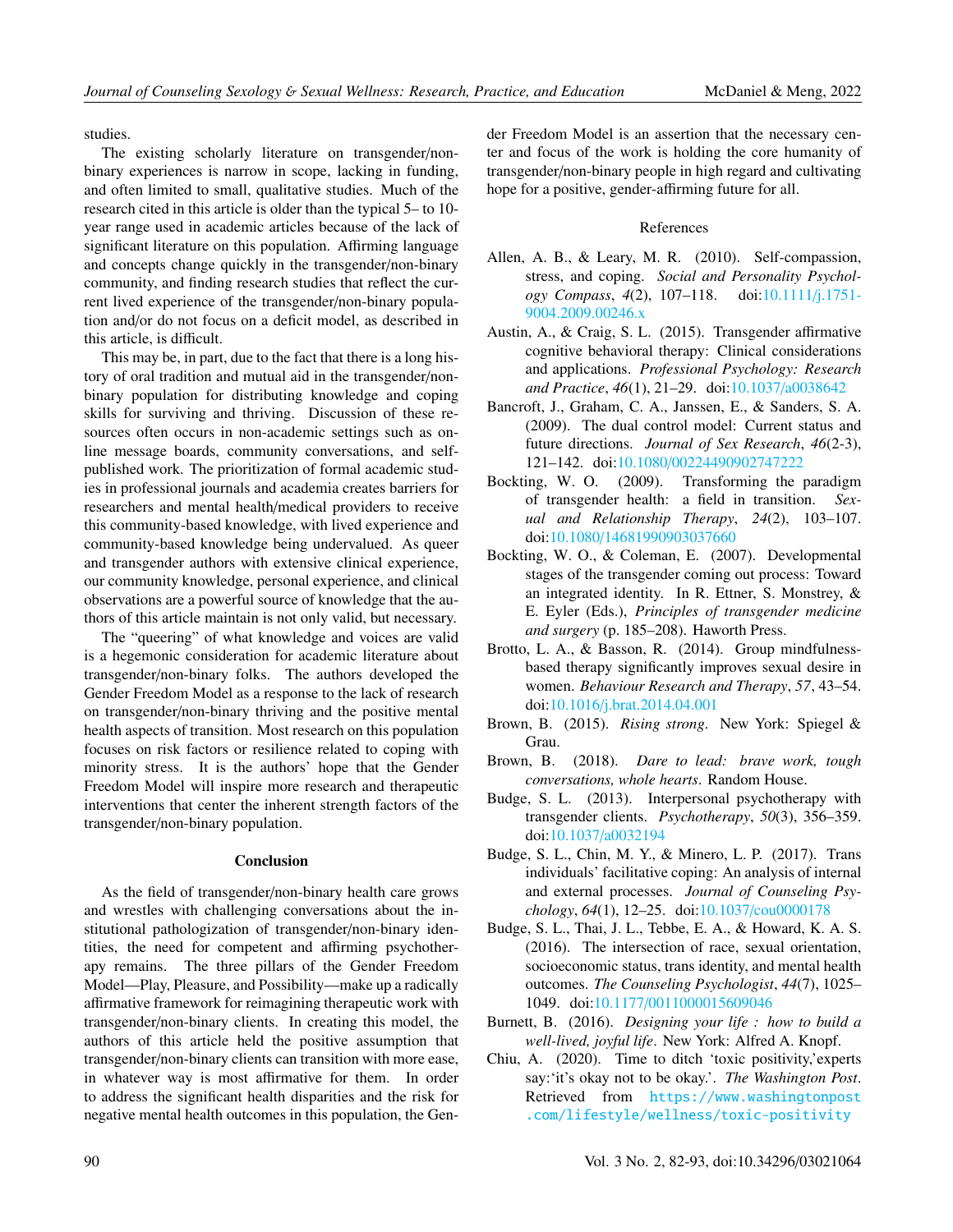studies.

The existing scholarly literature on transgender/non-binary experiences is narrow in scope, lacking in funding, and often limited to small, qualitative studies. Much of the research cited in this article is older than the typical 5– to 10-year range used in academic articles because of the lack of significant literature on this population. Affirming language and concepts change quickly in the transgender/non-binary community, and finding research studies that reflect the current lived experience of the transgender/non-binary population and/or do not focus on a deficit model, as described in this article, is difficult.

This may be, in part, due to the fact that there is a long history of oral tradition and mutual aid in the transgender/non-binary population for distributing knowledge and coping skills for surviving and thriving. Discussion of these resources often occurs in non-academic settings such as online message boards, community conversations, and self-published work. The prioritization of formal academic studies in professional journals and academia creates barriers for researchers and mental health/medical providers to receive this community-based knowledge, with lived experience and community-based knowledge being undervalued. As queer and transgender authors with extensive clinical experience, our community knowledge, personal experience, and clinical observations are a powerful source of knowledge that the authors of this article maintain is not only valid, but necessary.

The "queering" of what knowledge and voices are valid is a hegemonic consideration for academic literature about transgender/non-binary folks. The authors developed the Gender Freedom Model as a response to the lack of research on transgender/non-binary thriving and the positive mental health aspects of transition. Most research on this population focuses on risk factors or resilience related to coping with minority stress. It is the authors' hope that the Gender Freedom Model will inspire more research and therapeutic interventions that center the inherent strength factors of the transgender/non-binary population.

## Conclusion

As the field of transgender/non-binary health care grows and wrestles with challenging conversations about the institutional pathologization of transgender/non-binary identities, the need for competent and affirming psychotherapy remains. The three pillars of the Gender Freedom Model—Play, Pleasure, and Possibility—make up a radically affirmative framework for reimagining therapeutic work with transgender/non-binary clients. In creating this model, the authors of this article held the positive assumption that transgender/non-binary clients can transition with more ease, in whatever way is most affirmative for them. In order to address the significant health disparities and the risk for negative mental health outcomes in this population, the Gender Freedom Model is an assertion that the necessary center and focus of the work is holding the core humanity of transgender/non-binary people in high regard and cultivating hope for a positive, gender-affirming future for all.

## References

Allen, A. B., & Leary, M. R. (2010). Self-compassion, stress, and coping. *Social and Personality Psychology Compass*, *4*(2), 107–118. doi:10.1111/j.1751-9004.2009.00246.x

Austin, A., & Craig, S. L. (2015). Transgender affirmative cognitive behavioral therapy: Clinical considerations and applications. *Professional Psychology: Research and Practice*, *46*(1), 21–29. doi:10.1037/a0038642

Bancroft, J., Graham, C. A., Janssen, E., & Sanders, S. A. (2009). The dual control model: Current status and future directions. *Journal of Sex Research*, *46*(2-3), 121–142. doi:10.1080/00224490902747222

Bockting, W. O. (2009). Transforming the paradigm of transgender health: a field in transition. *Sexual and Relationship Therapy*, *24*(2), 103–107. doi:10.1080/14681990903037660

Bockting, W. O., & Coleman, E. (2007). Developmental stages of the transgender coming out process: Toward an integrated identity. In R. Ettner, S. Monstrey, & E. Eyler (Eds.), *Principles of transgender medicine and surgery* (p. 185–208). Haworth Press.

Brotto, L. A., & Basson, R. (2014). Group mindfulness-based therapy significantly improves sexual desire in women. *Behaviour Research and Therapy*, *57*, 43–54. doi:10.1016/j.brat.2014.04.001

Brown, B. (2015). *Rising strong*. New York: Spiegel & Grau.

Brown, B. (2018). *Dare to lead: brave work, tough conversations, whole hearts*. Random House.

Budge, S. L. (2013). Interpersonal psychotherapy with transgender clients. *Psychotherapy*, *50*(3), 356–359. doi:10.1037/a0032194

Budge, S. L., Chin, M. Y., & Minero, L. P. (2017). Trans individuals' facilitative coping: An analysis of internal and external processes. *Journal of Counseling Psychology*, *64*(1), 12–25. doi:10.1037/cou0000178

Budge, S. L., Thai, J. L., Tebbe, E. A., & Howard, K. A. S. (2016). The intersection of race, sexual orientation, socioeconomic status, trans identity, and mental health outcomes. *The Counseling Psychologist*, *44*(7), 1025–1049. doi:10.1177/0011000015609046

Burnett, B. (2016). *Designing your life : how to build a well-lived, joyful life*. New York: Alfred A. Knopf.

Chiu, A. (2020). Time to ditch 'toxic positivity,'experts say:'it's okay not to be okay.'. *The Washington Post*. Retrieved from https://www.washingtonpost.com/lifestyle/wellness/toxic-positivity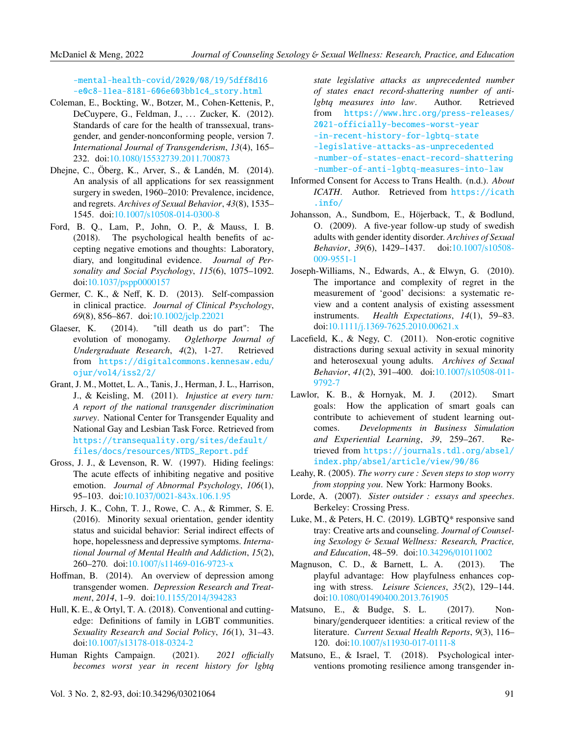-mental-health-covid/2020/08/19/5dff8d16-e0c8-11ea-8181-606e603bb1c4_story.html

Coleman, E., Bockting, W., Botzer, M., Cohen-Kettenis, P., DeCuypere, G., Feldman, J., … Zucker, K. (2012). Standards of care for the health of transsexual, transgender, and gender-nonconforming people, version 7. *International Journal of Transgenderism*, *13*(4), 165–232. doi:10.1080/15532739.2011.700873

Dhejne, C., Öberg, K., Arver, S., & Landén, M. (2014). An analysis of all applications for sex reassignment surgery in sweden, 1960–2010: Prevalence, incidence, and regrets. *Archives of Sexual Behavior*, *43*(8), 1535–1545. doi:10.1007/s10508-014-0300-8

Ford, B. Q., Lam, P., John, O. P., & Mauss, I. B. (2018). The psychological health benefits of accepting negative emotions and thoughts: Laboratory, diary, and longitudinal evidence. *Journal of Personality and Social Psychology*, *115*(6), 1075–1092. doi:10.1037/pspp0000157

Germer, C. K., & Neff, K. D. (2013). Self-compassion in clinical practice. *Journal of Clinical Psychology*, *69*(8), 856–867. doi:10.1002/jclp.22021

Glaeser, K. (2014). "till death us do part": The evolution of monogamy. *Oglethorpe Journal of Undergraduate Research*, *4*(2), 1-27. Retrieved from https://digitalcommons.kennesaw.edu/ojur/vol4/iss2/2/

Grant, J. M., Mottet, L. A., Tanis, J., Herman, J. L., Harrison, J., & Keisling, M. (2011). *Injustice at every turn: A report of the national transgender discrimination survey*. National Center for Transgender Equality and National Gay and Lesbian Task Force. Retrieved from https://transequality.org/sites/default/files/docs/resources/NTDS_Report.pdf

Gross, J. J., & Levenson, R. W. (1997). Hiding feelings: The acute effects of inhibiting negative and positive emotion. *Journal of Abnormal Psychology*, *106*(1), 95–103. doi:10.1037/0021-843x.106.1.95

Hirsch, J. K., Cohn, T. J., Rowe, C. A., & Rimmer, S. E. (2016). Minority sexual orientation, gender identity status and suicidal behavior: Serial indirect effects of hope, hopelessness and depressive symptoms. *International Journal of Mental Health and Addiction*, *15*(2), 260–270. doi:10.1007/s11469-016-9723-x

Hoffman, B. (2014). An overview of depression among transgender women. *Depression Research and Treatment*, *2014*, 1–9. doi:10.1155/2014/394283

Hull, K. E., & Ortyl, T. A. (2018). Conventional and cutting-edge: Definitions of family in LGBT communities. *Sexuality Research and Social Policy*, *16*(1), 31–43. doi:10.1007/s13178-018-0324-2

Human Rights Campaign. (2021). *2021 officially becomes worst year in recent history for lgbtq state legislative attacks as unprecedented number of states enact record-shattering number of anti-lgbtq measures into law*. Author. Retrieved from https://www.hrc.org/press-releases/2021-officially-becomes-worst-year-in-recent-history-for-lgbtq-state-legislative-attacks-as-unprecedented-number-of-states-enact-record-shattering-number-of-anti-lgbtq-measures-into-law

Informed Consent for Access to Trans Health. (n.d.). *About ICATH*. Author. Retrieved from https://icath.info/

Johansson, A., Sundbom, E., Höjerback, T., & Bodlund, O. (2009). A five-year follow-up study of swedish adults with gender identity disorder. *Archives of Sexual Behavior*, *39*(6), 1429–1437. doi:10.1007/s10508-009-9551-1

Joseph-Williams, N., Edwards, A., & Elwyn, G. (2010). The importance and complexity of regret in the measurement of 'good' decisions: a systematic review and a content analysis of existing assessment instruments. *Health Expectations*, *14*(1), 59–83. doi:10.1111/j.1369-7625.2010.00621.x

Lacefield, K., & Negy, C. (2011). Non-erotic cognitive distractions during sexual activity in sexual minority and heterosexual young adults. *Archives of Sexual Behavior*, *41*(2), 391–400. doi:10.1007/s10508-011-9792-7

Lawlor, K. B., & Hornyak, M. J. (2012). Smart goals: How the application of smart goals can contribute to achievement of student learning outcomes. *Developments in Business Simulation and Experiential Learning*, *39*, 259–267. Retrieved from https://journals.tdl.org/absel/index.php/absel/article/view/90/86

Leahy, R. (2005). *The worry cure : Seven steps to stop worry from stopping you*. New York: Harmony Books.

Lorde, A. (2007). *Sister outsider : essays and speeches*. Berkeley: Crossing Press.

Luke, M., & Peters, H. C. (2019). LGBTQ* responsive sand tray: Creative arts and counseling. *Journal of Counseling Sexology & Sexual Wellness: Research, Practice, and Education*, 48–59. doi:10.34296/01011002

Magnuson, C. D., & Barnett, L. A. (2013). The playful advantage: How playfulness enhances coping with stress. *Leisure Sciences*, *35*(2), 129–144. doi:10.1080/01490400.2013.761905

Matsuno, E., & Budge, S. L. (2017). Non-binary/genderqueer identities: a critical review of the literature. *Current Sexual Health Reports*, *9*(3), 116–120. doi:10.1007/s11930-017-0111-8

Matsuno, E., & Israel, T. (2018). Psychological interventions promoting resilience among transgender in-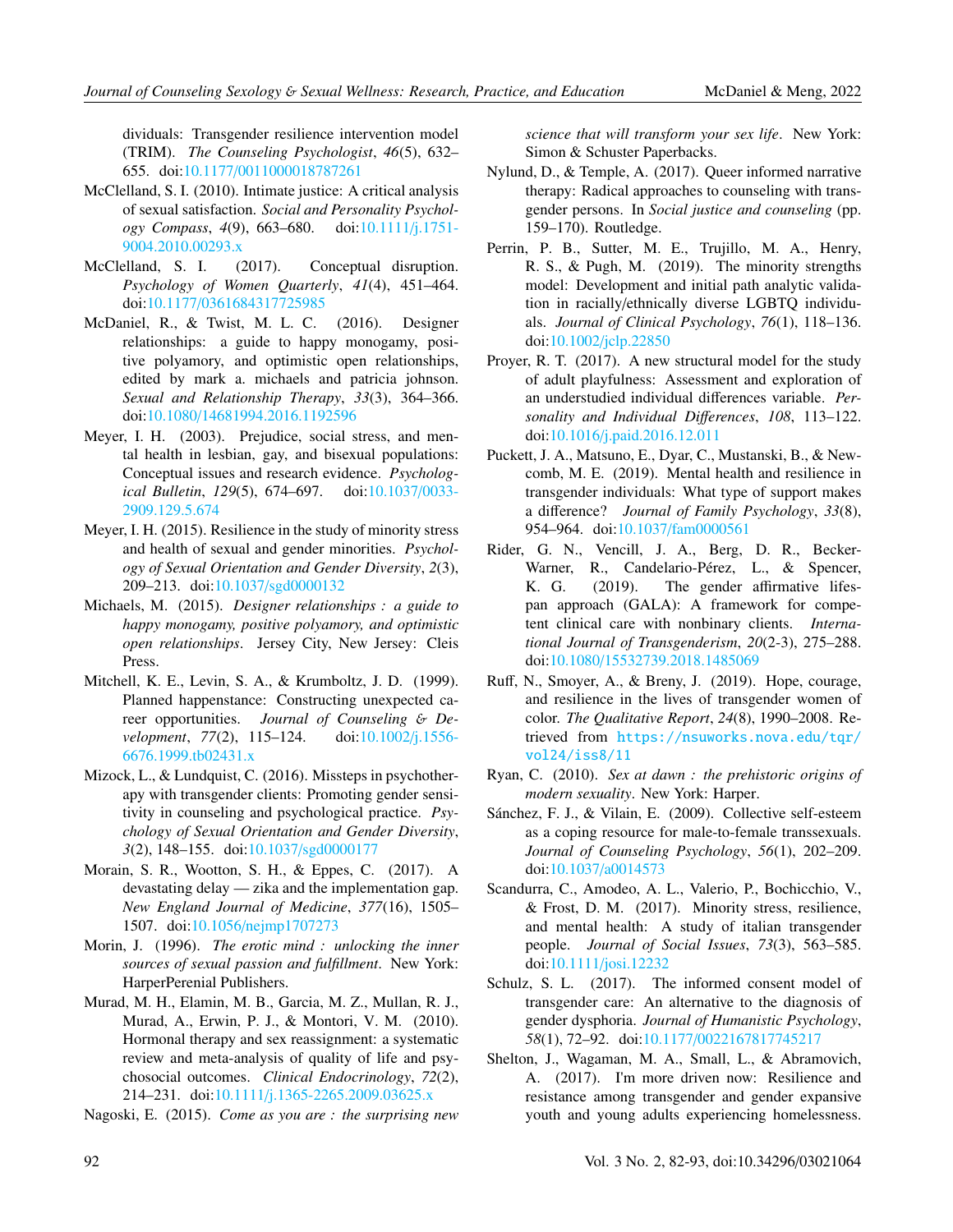dividuals: Transgender resilience intervention model (TRIM). *The Counseling Psychologist*, *46*(5), 632–655. doi:10.1177/0011000018787261

McClelland, S. I. (2010). Intimate justice: A critical analysis of sexual satisfaction. *Social and Personality Psychology Compass*, *4*(9), 663–680. doi:10.1111/j.1751-9004.2010.00293.x

McClelland, S. I. (2017). Conceptual disruption. *Psychology of Women Quarterly*, *41*(4), 451–464. doi:10.1177/0361684317725985

McDaniel, R., & Twist, M. L. C. (2016). Designer relationships: a guide to happy monogamy, positive polyamory, and optimistic open relationships, edited by mark a. michaels and patricia johnson. *Sexual and Relationship Therapy*, *33*(3), 364–366. doi:10.1080/14681994.2016.1192596

Meyer, I. H. (2003). Prejudice, social stress, and mental health in lesbian, gay, and bisexual populations: Conceptual issues and research evidence. *Psychological Bulletin*, *129*(5), 674–697. doi:10.1037/0033-2909.129.5.674

Meyer, I. H. (2015). Resilience in the study of minority stress and health of sexual and gender minorities. *Psychology of Sexual Orientation and Gender Diversity*, *2*(3), 209–213. doi:10.1037/sgd0000132

Michaels, M. (2015). *Designer relationships : a guide to happy monogamy, positive polyamory, and optimistic open relationships*. Jersey City, New Jersey: Cleis Press.

Mitchell, K. E., Levin, S. A., & Krumboltz, J. D. (1999). Planned happenstance: Constructing unexpected career opportunities. *Journal of Counseling & Development*, *77*(2), 115–124. doi:10.1002/j.1556-6676.1999.tb02431.x

Mizock, L., & Lundquist, C. (2016). Missteps in psychotherapy with transgender clients: Promoting gender sensitivity in counseling and psychological practice. *Psychology of Sexual Orientation and Gender Diversity*, *3*(2), 148–155. doi:10.1037/sgd0000177

Morain, S. R., Wootton, S. H., & Eppes, C. (2017). A devastating delay — zika and the implementation gap. *New England Journal of Medicine*, *377*(16), 1505–1507. doi:10.1056/nejmp1707273

Morin, J. (1996). *The erotic mind : unlocking the inner sources of sexual passion and fulfillment*. New York: HarperPerenial Publishers.

Murad, M. H., Elamin, M. B., Garcia, M. Z., Mullan, R. J., Murad, A., Erwin, P. J., & Montori, V. M. (2010). Hormonal therapy and sex reassignment: a systematic review and meta-analysis of quality of life and psychosocial outcomes. *Clinical Endocrinology*, *72*(2), 214–231. doi:10.1111/j.1365-2265.2009.03625.x

Nagoski, E. (2015). *Come as you are : the surprising new science that will transform your sex life*. New York: Simon & Schuster Paperbacks.

Nylund, D., & Temple, A. (2017). Queer informed narrative therapy: Radical approaches to counseling with transgender persons. In *Social justice and counseling* (pp. 159–170). Routledge.

Perrin, P. B., Sutter, M. E., Trujillo, M. A., Henry, R. S., & Pugh, M. (2019). The minority strengths model: Development and initial path analytic validation in racially/ethnically diverse LGBTQ individuals. *Journal of Clinical Psychology*, *76*(1), 118–136. doi:10.1002/jclp.22850

Proyer, R. T. (2017). A new structural model for the study of adult playfulness: Assessment and exploration of an understudied individual differences variable. *Personality and Individual Differences*, *108*, 113–122. doi:10.1016/j.paid.2016.12.011

Puckett, J. A., Matsuno, E., Dyar, C., Mustanski, B., & Newcomb, M. E. (2019). Mental health and resilience in transgender individuals: What type of support makes a difference? *Journal of Family Psychology*, *33*(8), 954–964. doi:10.1037/fam0000561

Rider, G. N., Vencill, J. A., Berg, D. R., Becker-Warner, R., Candelario-Pérez, L., & Spencer, K. G. (2019). The gender affirmative lifespan approach (GALA): A framework for competent clinical care with nonbinary clients. *International Journal of Transgenderism*, *20*(2-3), 275–288. doi:10.1080/15532739.2018.1485069

Ruff, N., Smoyer, A., & Breny, J. (2019). Hope, courage, and resilience in the lives of transgender women of color. *The Qualitative Report*, *24*(8), 1990–2008. Retrieved from https://nsuworks.nova.edu/tqr/vol24/iss8/11

Ryan, C. (2010). *Sex at dawn : the prehistoric origins of modern sexuality*. New York: Harper.

Sánchez, F. J., & Vilain, E. (2009). Collective self-esteem as a coping resource for male-to-female transsexuals. *Journal of Counseling Psychology*, *56*(1), 202–209. doi:10.1037/a0014573

Scandurra, C., Amodeo, A. L., Valerio, P., Bochicchio, V., & Frost, D. M. (2017). Minority stress, resilience, and mental health: A study of italian transgender people. *Journal of Social Issues*, *73*(3), 563–585. doi:10.1111/josi.12232

Schulz, S. L. (2017). The informed consent model of transgender care: An alternative to the diagnosis of gender dysphoria. *Journal of Humanistic Psychology*, *58*(1), 72–92. doi:10.1177/0022167817745217

Shelton, J., Wagaman, M. A., Small, L., & Abramovich, A. (2017). I'm more driven now: Resilience and resistance among transgender and gender expansive youth and young adults experiencing homelessness.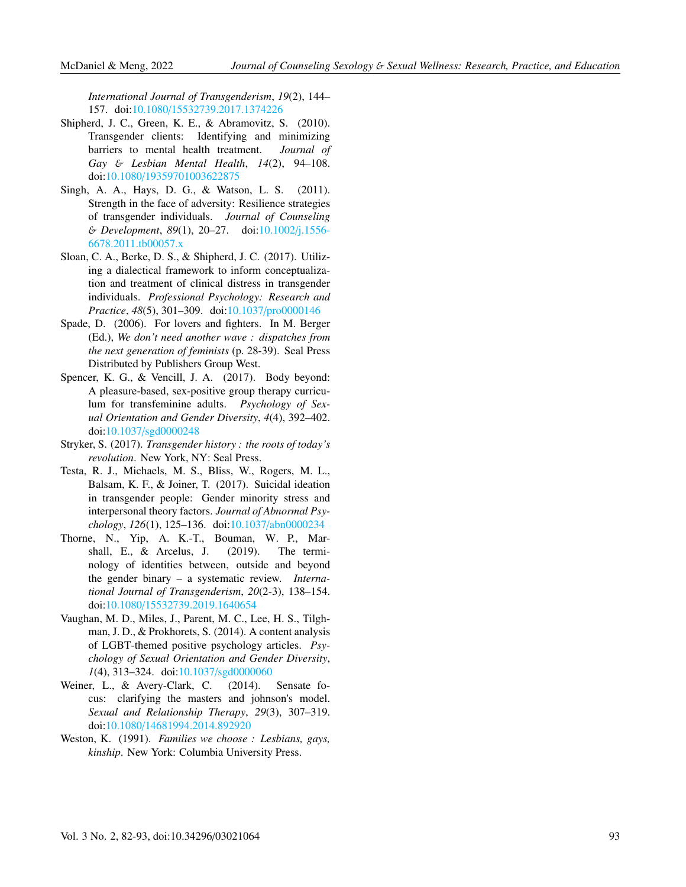*International Journal of Transgenderism*, *19*(2), 144–157. doi:10.1080/15532739.2017.1374226

Shipherd, J. C., Green, K. E., & Abramovitz, S. (2010). Transgender clients: Identifying and minimizing barriers to mental health treatment. *Journal of Gay & Lesbian Mental Health*, *14*(2), 94–108. doi:10.1080/19359701003622875

Singh, A. A., Hays, D. G., & Watson, L. S. (2011). Strength in the face of adversity: Resilience strategies of transgender individuals. *Journal of Counseling & Development*, *89*(1), 20–27. doi:10.1002/j.1556-6678.2011.tb00057.x

Sloan, C. A., Berke, D. S., & Shipherd, J. C. (2017). Utilizing a dialectical framework to inform conceptualization and treatment of clinical distress in transgender individuals. *Professional Psychology: Research and Practice*, *48*(5), 301–309. doi:10.1037/pro0000146

Spade, D. (2006). For lovers and fighters. In M. Berger (Ed.), *We don't need another wave : dispatches from the next generation of feminists* (p. 28-39). Seal Press Distributed by Publishers Group West.

Spencer, K. G., & Vencill, J. A. (2017). Body beyond: A pleasure-based, sex-positive group therapy curriculum for transfeminine adults. *Psychology of Sexual Orientation and Gender Diversity*, *4*(4), 392–402. doi:10.1037/sgd0000248

Stryker, S. (2017). *Transgender history : the roots of today's revolution*. New York, NY: Seal Press.

Testa, R. J., Michaels, M. S., Bliss, W., Rogers, M. L., Balsam, K. F., & Joiner, T. (2017). Suicidal ideation in transgender people: Gender minority stress and interpersonal theory factors. *Journal of Abnormal Psychology*, *126*(1), 125–136. doi:10.1037/abn0000234

Thorne, N., Yip, A. K.-T., Bouman, W. P., Marshall, E., & Arcelus, J. (2019). The terminology of identities between, outside and beyond the gender binary – a systematic review. *International Journal of Transgenderism*, *20*(2-3), 138–154. doi:10.1080/15532739.2019.1640654

Vaughan, M. D., Miles, J., Parent, M. C., Lee, H. S., Tilghman, J. D., & Prokhorets, S. (2014). A content analysis of LGBT-themed positive psychology articles. *Psychology of Sexual Orientation and Gender Diversity*, *1*(4), 313–324. doi:10.1037/sgd0000060

Weiner, L., & Avery-Clark, C. (2014). Sensate focus: clarifying the masters and johnson's model. *Sexual and Relationship Therapy*, *29*(3), 307–319. doi:10.1080/14681994.2014.892920

Weston, K. (1991). *Families we choose : Lesbians, gays, kinship*. New York: Columbia University Press.